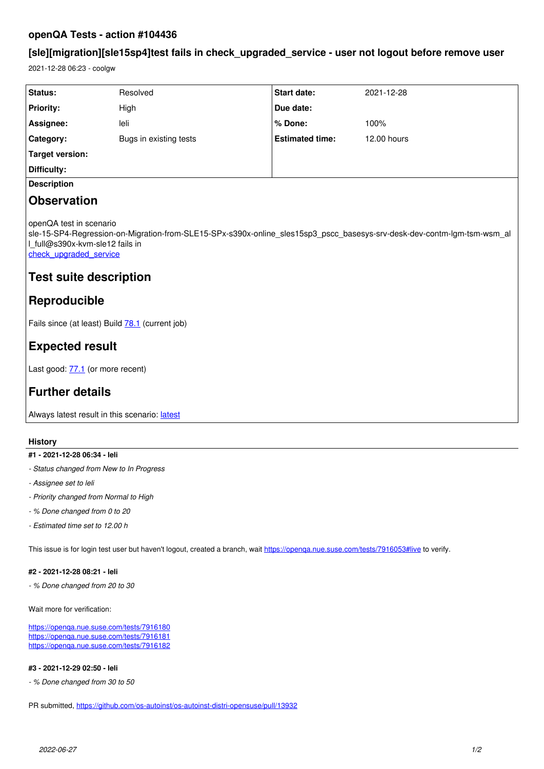# openQA Tests - action #104436

## [sle][migration][sle15sp4]test fails in check_upgraded_service - user not logout before remove user

2021-12-28 06:23 - coolgw

| Status: | Resolved | Start date: | 2021-12-28 |
|---|---|---|---|
| Priority: | High | Due date: | |
| Assignee: | leli | % Done: | 100% |
| Category: | Bugs in existing tests | Estimated time: | 12.00 hours |
| Target version: | | | |
| Difficulty: | | | |

**Description**

## Observation

openQA test in scenario sle-15-SP4-Regression-on-Migration-from-SLE15-SPx-s390x-online_sles15sp3_pscc_basesys-srv-desk-dev-contm-lgm-tsm-wsm_all_full@s390x-kvm-sle12 fails in check_upgraded_service

## Test suite description

## Reproducible

Fails since (at least) Build 78.1 (current job)

## Expected result

Last good: 77.1 (or more recent)

## Further details

Always latest result in this scenario: latest

### History

#### #1 - 2021-12-28 06:34 - leli

- *Status changed from New to In Progress*
- *Assignee set to leli*
- *Priority changed from Normal to High*
- *% Done changed from 0 to 20*
- *Estimated time set to 12.00 h*

This issue is for login test user but haven't logout, created a branch, wait https://openqa.nue.suse.com/tests/7916053#live to verify.

#### #2 - 2021-12-28 08:21 - leli

- *% Done changed from 20 to 30*

Wait more for verification:

https://openqa.nue.suse.com/tests/7916180
https://openqa.nue.suse.com/tests/7916181
https://openqa.nue.suse.com/tests/7916182

#### #3 - 2021-12-29 02:50 - leli

- *% Done changed from 30 to 50*

PR submitted, https://github.com/os-autoinst/os-autoinst-distri-opensuse/pull/13932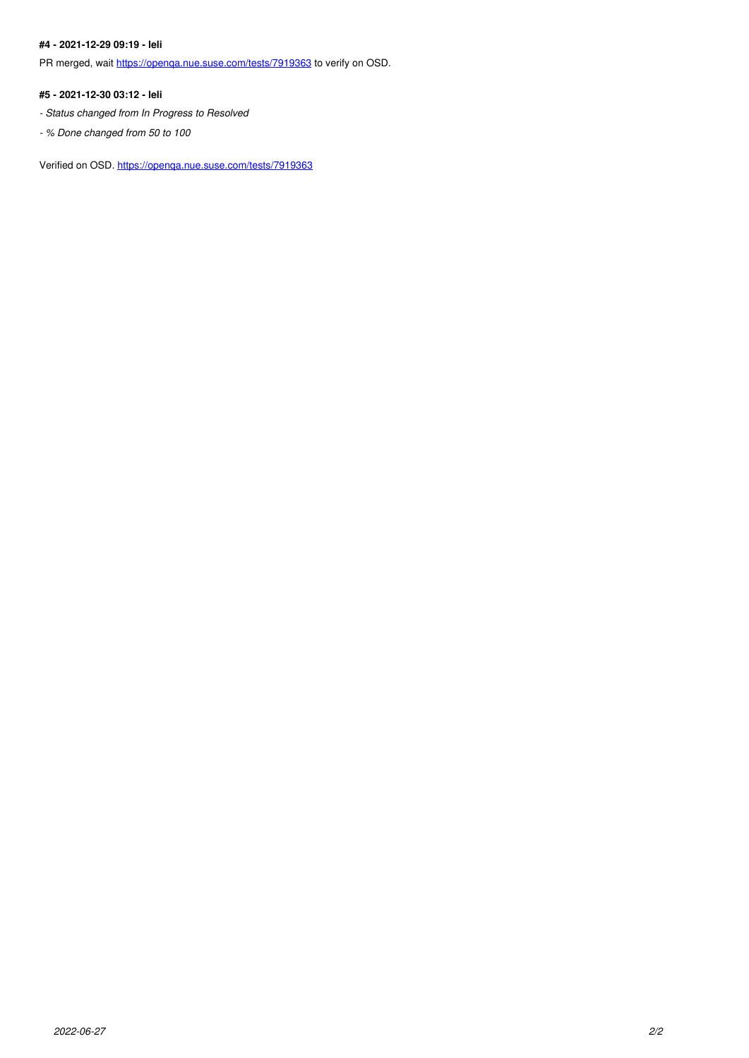**#4 - 2021-12-29 09:19 - leli**

PR merged, wait https://openqa.nue.suse.com/tests/7919363 to verify on OSD.

**#5 - 2021-12-30 03:12 - leli**

*- Status changed from In Progress to Resolved*

*- % Done changed from 50 to 100*

Verified on OSD. https://openqa.nue.suse.com/tests/7919363